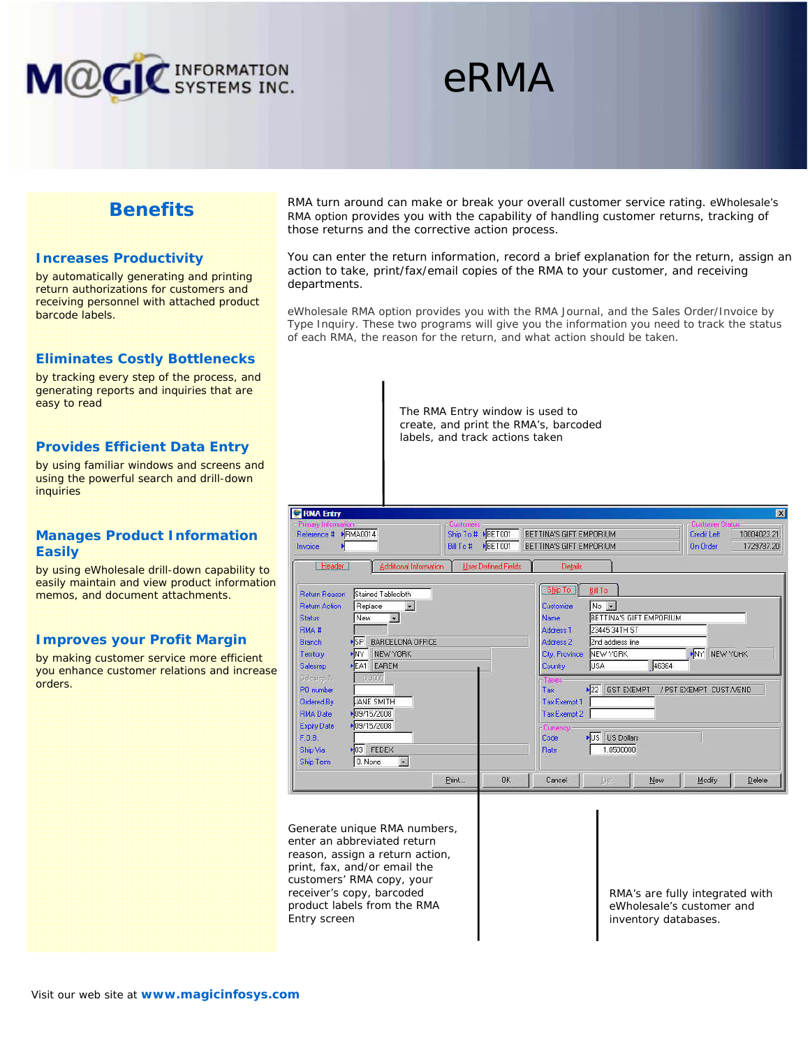# eRMA

MAGIC INFORMATION SYSTEMS INC.

## Benefits

### Increases Productivity

by automatically generating and printing return authorizations for customers and receiving personnel with attached product barcode labels.

### Eliminates Costly Bottlenecks

by tracking every step of the process, and generating reports and inquiries that are easy to read

### Provides Efficient Data Entry

by using familiar windows and screens and using the powerful search and drill-down inquiries

### Manages Product Information Easily

by using eWholesale drill-down capability to easily maintain and view product information memos, and document attachments.

### Improves your Profit Margin

by making customer service more efficient you enhance customer relations and increase orders.

RMA turn around can make or break your overall customer service rating. eWholesale's RMA option provides you with the capability of handling customer returns, tracking of those returns and the corrective action process.

You can enter the return information, record a brief explanation for the return, assign an action to take, print/fax/email copies of the RMA to your customer, and receiving departments.

eWholesale RMA option provides you with the RMA Journal, and the Sales Order/Invoice by Type Inquiry. These two programs will give you the information you need to track the status of each RMA, the reason for the return, and what action should be taken.

The RMA Entry window is used to create, and print the RMA's, barcoded labels, and track actions taken

Generate unique RMA numbers, enter an abbreviated return reason, assign a return action, print, fax, and/or email the customers' RMA copy, your receiver's copy, barcoded product labels from the RMA Entry screen

RMA's are fully integrated with eWholesale's customer and inventory databases.

Visit our web site at **www.magicinfosys.com**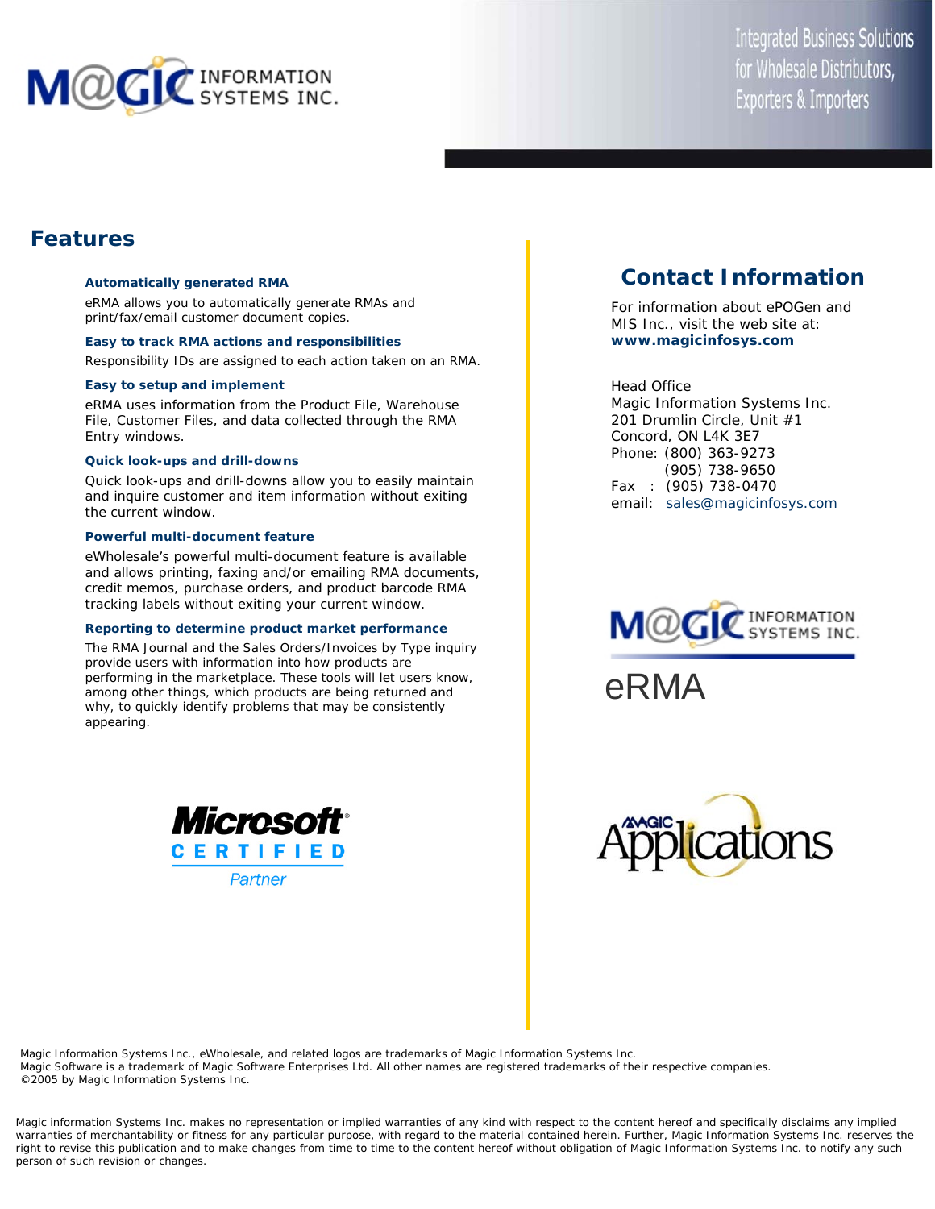Integrated Business Solutions for Wholesale Distributors, Exporters & Importers

## Features

### Automatically generated RMA

eRMA allows you to automatically generate RMAs and print/fax/email customer document copies.

### Easy to track RMA actions and responsibilities

Responsibility IDs are assigned to each action taken on an RMA.

### Easy to setup and implement

eRMA uses information from the Product File, Warehouse File, Customer Files, and data collected through the RMA Entry windows.

### Quick look-ups and drill-downs

Quick look-ups and drill-downs allow you to easily maintain and inquire customer and item information without exiting the current window.

### Powerful multi-document feature

eWholesale's powerful multi-document feature is available and allows printing, faxing and/or emailing RMA documents, credit memos, purchase orders, and product barcode RMA tracking labels without exiting your current window.

### Reporting to determine product market performance

The RMA Journal and the Sales Orders/Invoices by Type inquiry provide users with information into how products are performing in the marketplace. These tools will let users know, among other things, which products are being returned and why, to quickly identify problems that may be consistently appearing.

## Contact Information

For information about ePOGen and MIS Inc., visit the web site at:
**www.magicinfosys.com**

Head Office
Magic Information Systems Inc.
201 Drumlin Circle, Unit #1
Concord, ON L4K 3E7
Phone: (800) 363-9273
(905) 738-9650
Fax : (905) 738-0470
email: sales@magicinfosys.com

eRMA

Magic Information Systems Inc., eWholesale, and related logos are trademarks of Magic Information Systems Inc.
Magic Software is a trademark of Magic Software Enterprises Ltd. All other names are registered trademarks of their respective companies.
©2005 by Magic Information Systems Inc.

Magic information Systems Inc. makes no representation or implied warranties of any kind with respect to the content hereof and specifically disclaims any implied warranties of merchantability or fitness for any particular purpose, with regard to the material contained herein. Further, Magic Information Systems Inc. reserves the right to revise this publication and to make changes from time to time to the content hereof without obligation of Magic Information Systems Inc. to notify any such person of such revision or changes.